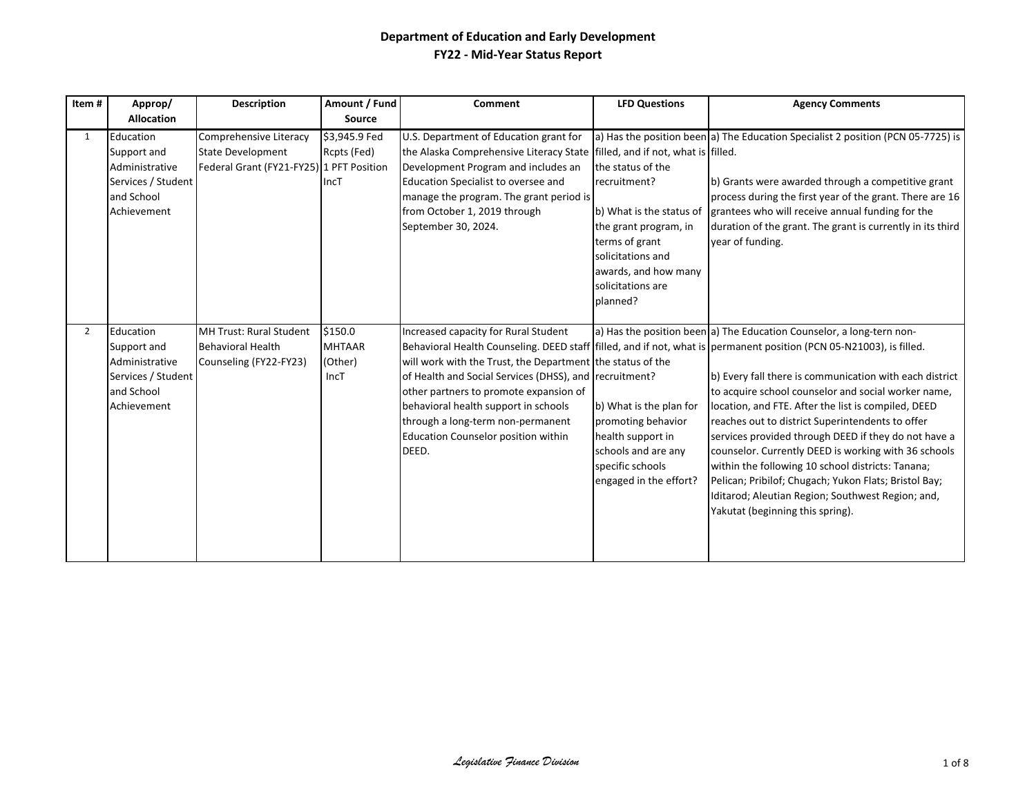# Department of Education and Early Development
## FY22 - Mid-Year Status Report

| Item # | Approp/ Allocation | Description | Amount / Fund Source | Comment | LFD Questions | Agency Comments |
|---|---|---|---|---|---|---|
| 1 | Education Support and Administrative Services / Student and School Achievement | Comprehensive Literacy State Development Federal Grant (FY21-FY25) | $3,945.9 Fed Rcpts (Fed) 1 PFT Position IncT | U.S. Department of Education grant for the Alaska Comprehensive Literacy State Development Program and includes an Education Specialist to oversee and manage the program. The grant period is from October 1, 2019 through September 30, 2024. | a) Has the position been filled, and if not, what is the status of the recruitment?<br><br>b) What is the status of the grant program, in terms of grant solicitations and awards, and how many solicitations are planned? | a) The Education Specialist 2 position (PCN 05-7725) is filled.<br><br>b) Grants were awarded through a competitive grant process during the first year of the grant. There are 16 grantees who will receive annual funding for the duration of the grant. The grant is currently in its third year of funding. |
| 2 | Education Support and Administrative Services / Student and School Achievement | MH Trust: Rural Student Behavioral Health Counseling (FY22-FY23) | $150.0 MHTAAR (Other) IncT | Increased capacity for Rural Student Behavioral Health Counseling. DEED staff will work with the Trust, the Department of Health and Social Services (DHSS), and other partners to promote expansion of behavioral health support in schools through a long-term non-permanent Education Counselor position within DEED. | a) Has the position been filled, and if not, what is the status of the recruitment?<br><br>b) What is the plan for promoting behavior health support in schools and are any specific schools engaged in the effort? | a) The Education Counselor, a long-tern non-permanent position (PCN 05-N21003), is filled.<br><br>b) Every fall there is communication with each district to acquire school counselor and social worker name, location, and FTE. After the list is compiled, DEED reaches out to district Superintendents to offer services provided through DEED if they do not have a counselor. Currently DEED is working with 36 schools within the following 10 school districts: Tanana; Pelican; Pribilof; Chugach; Yukon Flats; Bristol Bay; Iditarod; Aleutian Region; Southwest Region; and, Yakutat (beginning this spring). |

*Legislative Finance Division*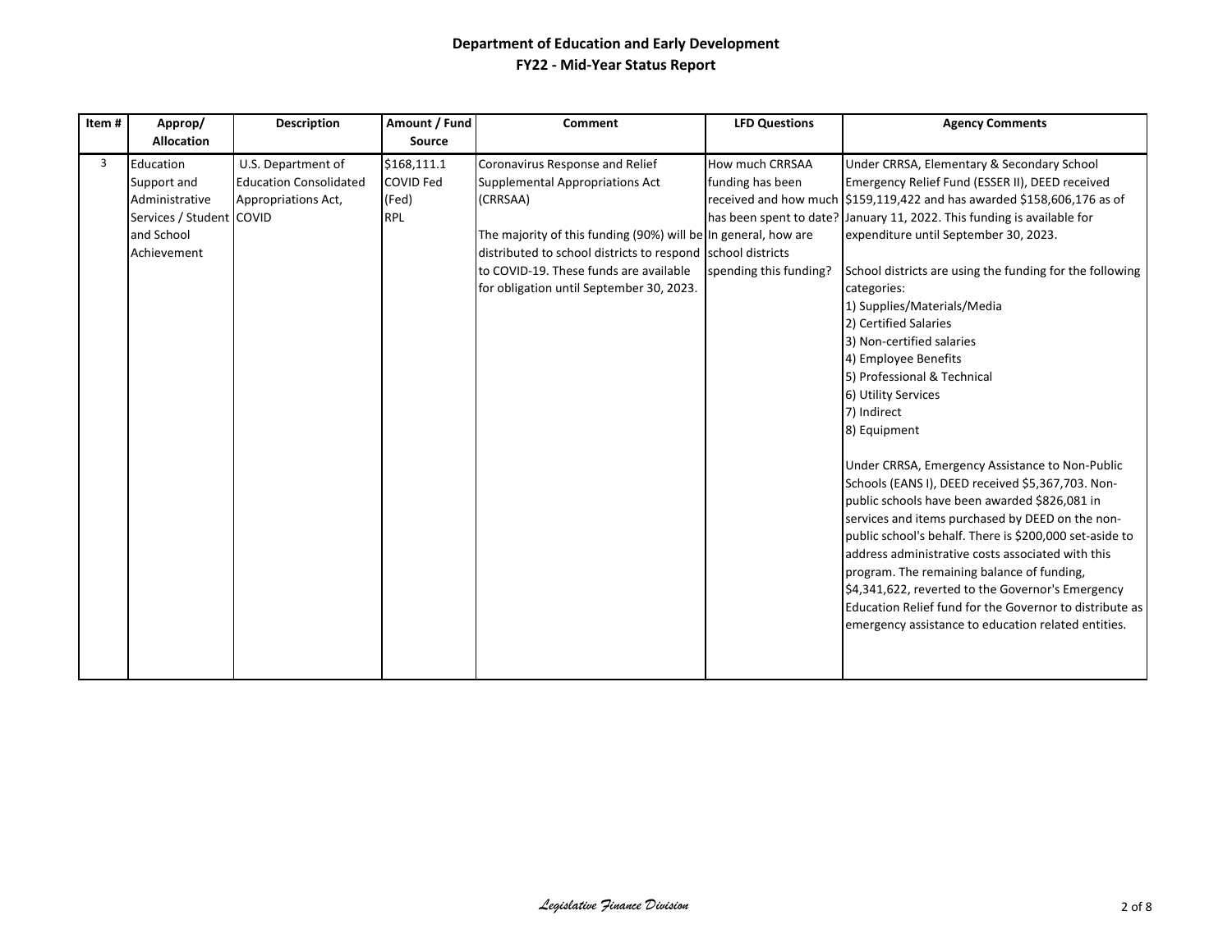# Department of Education and Early Development

## FY22 - Mid-Year Status Report

| Item # | Approp/ Allocation | Description | Amount / Fund Source | Comment | LFD Questions | Agency Comments |
|---|---|---|---|---|---|---|
| 3 | Education Support and Administrative Services / Student and School Achievement | U.S. Department of Education Consolidated Appropriations Act, COVID | $168,111.1 COVID Fed (Fed) RPL | Coronavirus Response and Relief Supplemental Appropriations Act (CRRSAA)<br><br>The majority of this funding (90%) will be distributed to school districts to respond to COVID-19. These funds are available for obligation until September 30, 2023. | How much CRRSAA funding has been received and how much has been spent to date? In general, how are school districts spending this funding? | Under CRRSA, Elementary & Secondary School Emergency Relief Fund (ESSER II), DEED received $159,119,422 and has awarded $158,606,176 as of January 11, 2022. This funding is available for expenditure until September 30, 2023.<br><br>School districts are using the funding for the following categories:<br>1) Supplies/Materials/Media<br>2) Certified Salaries<br>3) Non-certified salaries<br>4) Employee Benefits<br>5) Professional & Technical<br>6) Utility Services<br>7) Indirect<br>8) Equipment<br><br>Under CRRSA, Emergency Assistance to Non-Public Schools (EANS I), DEED received $5,367,703. Non-public schools have been awarded $826,081 in services and items purchased by DEED on the non-public school's behalf. There is $200,000 set-aside to address administrative costs associated with this program. The remaining balance of funding, $4,341,622, reverted to the Governor's Emergency Education Relief fund for the Governor to distribute as emergency assistance to education related entities. |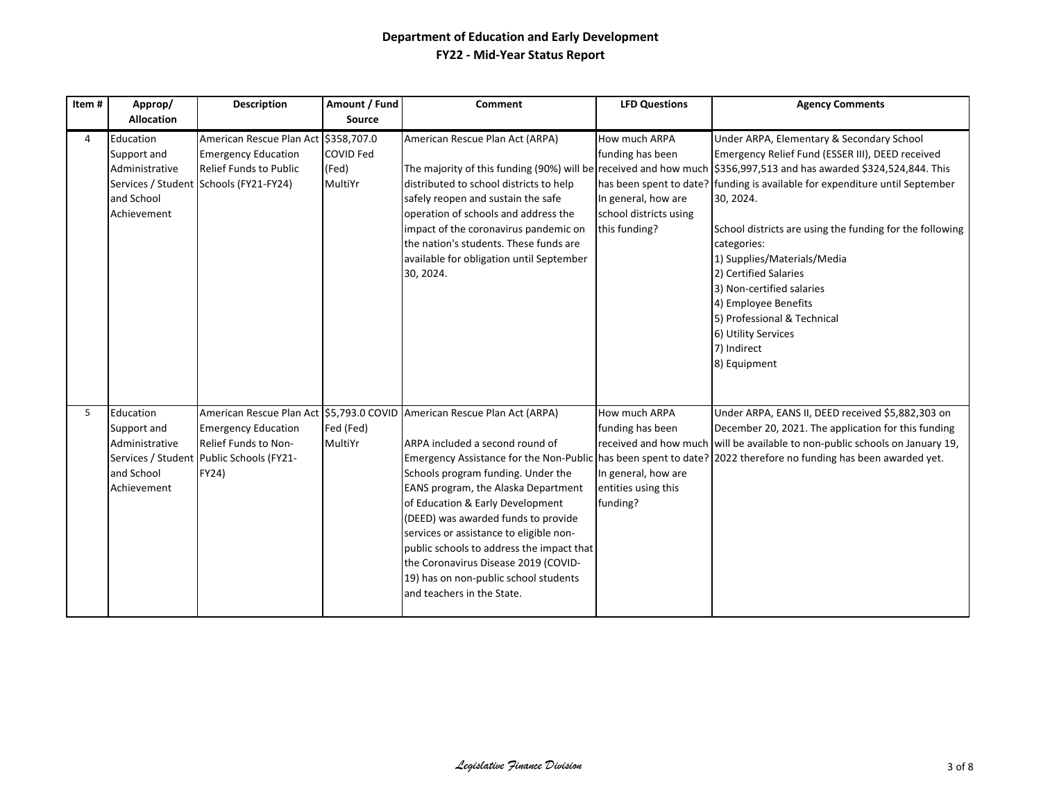# Department of Education and Early Development

## FY22 - Mid-Year Status Report

| Item # | Approp/ Allocation | Description | Amount / Fund Source | Comment | LFD Questions | Agency Comments |
|---|---|---|---|---|---|---|
| 4 | Education Support and Administrative Services / Student and School Achievement | American Rescue Plan Act Emergency Education Relief Funds to Public Schools (FY21-FY24) | $358,707.0 COVID Fed (Fed) MultiYr | American Rescue Plan Act (ARPA)<br><br>The majority of this funding (90%) will be distributed to school districts to help safely reopen and sustain the safe operation of schools and address the impact of the coronavirus pandemic on the nation's students. These funds are available for obligation until September 30, 2024. | How much ARPA funding has been received and how much has been spent to date? In general, how are school districts using this funding? | Under ARPA, Elementary & Secondary School Emergency Relief Fund (ESSER III), DEED received $356,997,513 and has awarded $324,524,844. This funding is available for expenditure until September 30, 2024.<br><br>School districts are using the funding for the following categories:<br>1) Supplies/Materials/Media<br>2) Certified Salaries<br>3) Non-certified salaries<br>4) Employee Benefits<br>5) Professional & Technical<br>6) Utility Services<br>7) Indirect<br>8) Equipment |
| 5 | Education Support and Administrative Services / Student and School Achievement | American Rescue Plan Act Emergency Education Relief Funds to Non-Public Schools (FY21-FY24) | $5,793.0 COVID Fed (Fed) MultiYr | American Rescue Plan Act (ARPA)<br><br>ARPA included a second round of Emergency Assistance for the Non-Public Schools program funding. Under the EANS program, the Alaska Department of Education & Early Development (DEED) was awarded funds to provide services or assistance to eligible non-public schools to address the impact that the Coronavirus Disease 2019 (COVID-19) has on non-public school students and teachers in the State. | How much ARPA funding has been received and how much has been spent to date? In general, how are entities using this funding? | Under ARPA, EANS II, DEED received $5,882,303 on December 20, 2021. The application for this funding will be available to non-public schools on January 19, 2022 therefore no funding has been awarded yet. |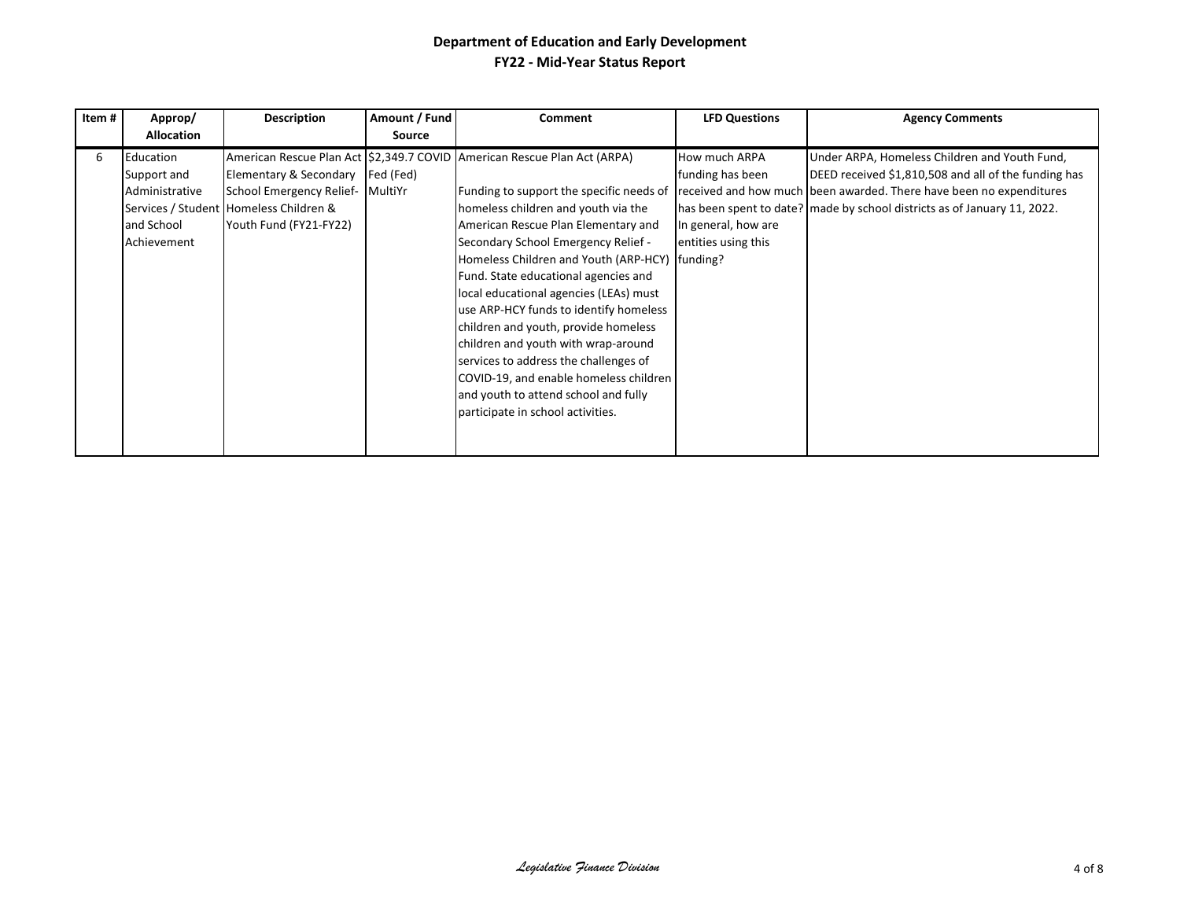# Department of Education and Early Development

## FY22 - Mid-Year Status Report

| Item # | Approp/ Allocation | Description | Amount / Fund Source | Comment | LFD Questions | Agency Comments |
|---|---|---|---|---|---|---|
| 6 | Education Support and Administrative Services / Student and School Achievement | American Rescue Plan Act Elementary & Secondary School Emergency Relief- Homeless Children & Youth Fund (FY21-FY22) | $2,349.7 COVID Fed (Fed) MultiYr | American Rescue Plan Act (ARPA)<br><br>Funding to support the specific needs of homeless children and youth via the American Rescue Plan Elementary and Secondary School Emergency Relief - Homeless Children and Youth (ARP-HCY) Fund. State educational agencies and local educational agencies (LEAs) must use ARP-HCY funds to identify homeless children and youth, provide homeless children and youth with wrap-around services to address the challenges of COVID-19, and enable homeless children and youth to attend school and fully participate in school activities. | How much ARPA funding has been received and how much has been spent to date? In general, how are entities using this funding? | Under ARPA, Homeless Children and Youth Fund, DEED received $1,810,508 and all of the funding has been awarded. There have been no expenditures made by school districts as of January 11, 2022. |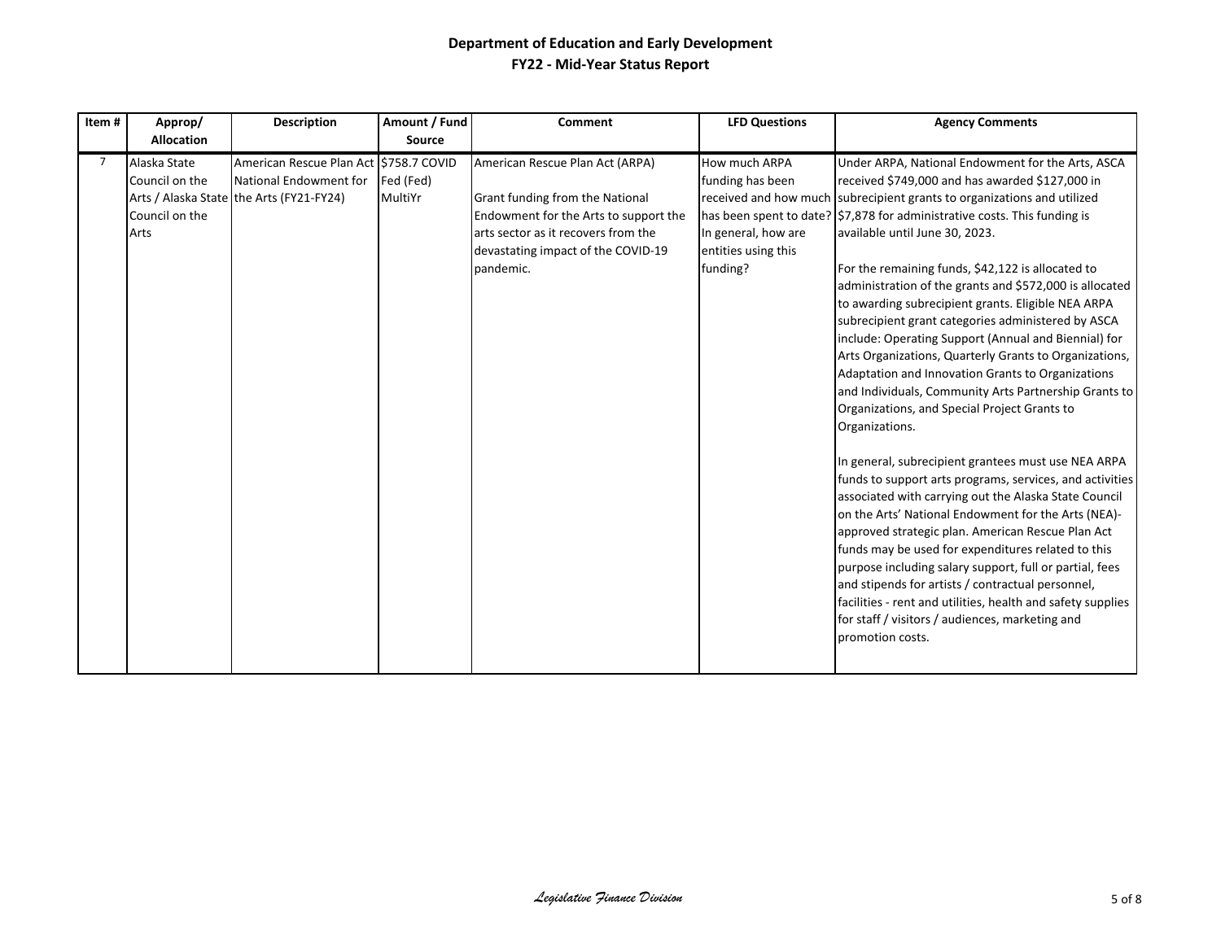# Department of Education and Early Development
## FY22 - Mid-Year Status Report

| Item # | Approp/ Allocation | Description | Amount / Fund Source | Comment | LFD Questions | Agency Comments |
|---|---|---|---|---|---|---|
| 7 | Alaska State Council on the Arts / Alaska State Council on the Arts | American Rescue Plan Act National Endowment for the Arts (FY21-FY24) | $758.7 COVID Fed (Fed) MultiYr | American Rescue Plan Act (ARPA)<br><br>Grant funding from the National Endowment for the Arts to support the arts sector as it recovers from the devastating impact of the COVID-19 pandemic. | How much ARPA funding has been received and how much has been spent to date? In general, how are entities using this funding? | Under ARPA, National Endowment for the Arts, ASCA received $749,000 and has awarded $127,000 in subrecipient grants to organizations and utilized $7,878 for administrative costs. This funding is available until June 30, 2023.<br><br>For the remaining funds, $42,122 is allocated to administration of the grants and $572,000 is allocated to awarding subrecipient grants. Eligible NEA ARPA subrecipient grant categories administered by ASCA include: Operating Support (Annual and Biennial) for Arts Organizations, Quarterly Grants to Organizations, Adaptation and Innovation Grants to Organizations and Individuals, Community Arts Partnership Grants to Organizations, and Special Project Grants to Organizations.<br><br>In general, subrecipient grantees must use NEA ARPA funds to support arts programs, services, and activities associated with carrying out the Alaska State Council on the Arts' National Endowment for the Arts (NEA)-approved strategic plan. American Rescue Plan Act funds may be used for expenditures related to this purpose including salary support, full or partial, fees and stipends for artists / contractual personnel, facilities - rent and utilities, health and safety supplies for staff / visitors / audiences, marketing and promotion costs. |

*Legislative Finance Division*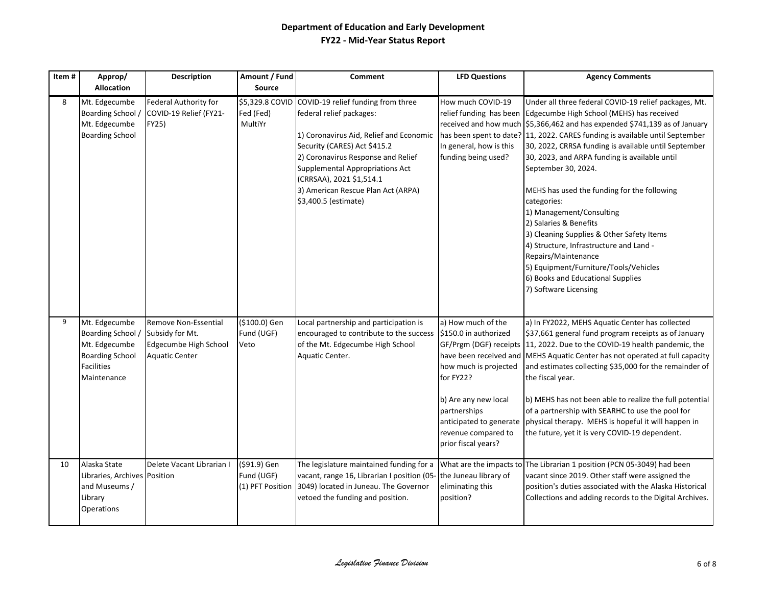# Department of Education and Early Development
## FY22 - Mid-Year Status Report

| Item # | Approp/ Allocation | Description | Amount / Fund Source | Comment | LFD Questions | Agency Comments |
|---|---|---|---|---|---|---|
| 8 | Mt. Edgecumbe Boarding School / Mt. Edgecumbe Boarding School | Federal Authority for COVID-19 Relief (FY21-FY25) | $5,329.8 COVID Fed (Fed) MultiYr | COVID-19 relief funding from three federal relief packages:<br><br>1) Coronavirus Aid, Relief and Economic Security (CARES) Act $415.2<br>2) Coronavirus Response and Relief Supplemental Appropriations Act (CRRSAA), 2021 $1,514.1<br>3) American Rescue Plan Act (ARPA) $3,400.5 (estimate) | How much COVID-19 relief funding has been received and how much has been spent to date? In general, how is this funding being used? | Under all three federal COVID-19 relief packages, Mt. Edgecumbe High School (MEHS) has received $5,366,462 and has expended $741,139 as of January 11, 2022. CARES funding is available until September 30, 2022, CRRSA funding is available until September 30, 2023, and ARPA funding is available until September 30, 2024.<br><br>MEHS has used the funding for the following categories:<br>1) Management/Consulting<br>2) Salaries & Benefits<br>3) Cleaning Supplies & Other Safety Items<br>4) Structure, Infrastructure and Land - Repairs/Maintenance<br>5) Equipment/Furniture/Tools/Vehicles<br>6) Books and Educational Supplies<br>7) Software Licensing |
| 9 | Mt. Edgecumbe Boarding School / Mt. Edgecumbe Boarding School Facilities Maintenance | Remove Non-Essential Subsidy for Mt. Edgecumbe High School Aquatic Center | ($100.0) Gen Fund (UGF) Veto | Local partnership and participation is encouraged to contribute to the success of the Mt. Edgecumbe High School Aquatic Center. | a) How much of the $150.0 in authorized GF/Prgm (DGF) receipts have been received and how much is projected for FY22?<br><br>b) Are any new local partnerships anticipated to generate revenue compared to prior fiscal years? | a) In FY2022, MEHS Aquatic Center has collected $37,661 general fund program receipts as of January 11, 2022. Due to the COVID-19 health pandemic, the MEHS Aquatic Center has not operated at full capacity and estimates collecting $35,000 for the remainder of the fiscal year.<br><br>b) MEHS has not been able to realize the full potential of a partnership with SEARHC to use the pool for physical therapy. MEHS is hopeful it will happen in the future, yet it is very COVID-19 dependent. |
| 10 | Alaska State Libraries, Archives and Museums / Library Operations | Delete Vacant Librarian I Position | ($91.9) Gen Fund (UGF) (1) PFT Position | The legislature maintained funding for a vacant, range 16, Librarian I position (05-3049) located in Juneau. The Governor vetoed the funding and position. | What are the impacts to the Juneau library of eliminating this position? | The Librarian 1 position (PCN 05-3049) had been vacant since 2019. Other staff were assigned the position's duties associated with the Alaska Historical Collections and adding records to the Digital Archives. |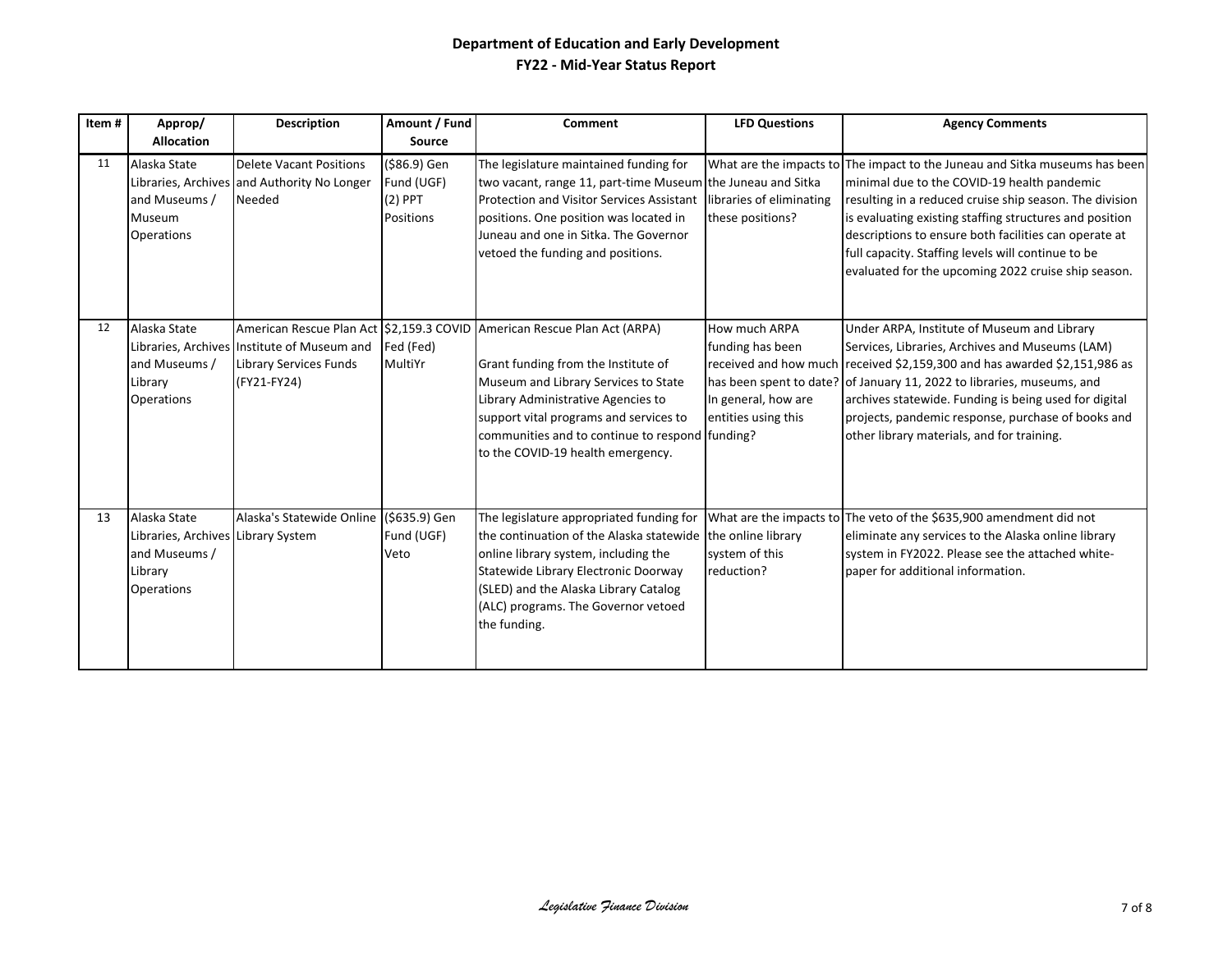**Department of Education and Early Development**
**FY22 - Mid-Year Status Report**

| Item # | Approp/ Allocation | Description | Amount / Fund Source | Comment | LFD Questions | Agency Comments |
|---|---|---|---|---|---|---|
| 11 | Alaska State Libraries, Archives and Museums / Museum Operations | Delete Vacant Positions and Authority No Longer Needed | ($86.9) Gen Fund (UGF) (2) PPT Positions | The legislature maintained funding for two vacant, range 11, part-time Museum Protection and Visitor Services Assistant positions. One position was located in Juneau and one in Sitka. The Governor vetoed the funding and positions. | What are the impacts to the Juneau and Sitka libraries of eliminating these positions? | The impact to the Juneau and Sitka museums has been minimal due to the COVID-19 health pandemic resulting in a reduced cruise ship season. The division is evaluating existing staffing structures and position descriptions to ensure both facilities can operate at full capacity. Staffing levels will continue to be evaluated for the upcoming 2022 cruise ship season. |
| 12 | Alaska State Libraries, Archives and Museums / Library Operations | American Rescue Plan Act Institute of Museum and Library Services Funds (FY21-FY24) | $2,159.3 COVID Fed (Fed) MultiYr | American Rescue Plan Act (ARPA)<br><br>Grant funding from the Institute of Museum and Library Services to State Library Administrative Agencies to support vital programs and services to communities and to continue to respond to the COVID-19 health emergency. | How much ARPA funding has been received and how much has been spent to date? In general, how are entities using this funding? | Under ARPA, Institute of Museum and Library Services, Libraries, Archives and Museums (LAM) received $2,159,300 and has awarded $2,151,986 as of January 11, 2022 to libraries, museums, and archives statewide. Funding is being used for digital projects, pandemic response, purchase of books and other library materials, and for training. |
| 13 | Alaska State Libraries, Archives and Museums / Library Operations | Alaska's Statewide Online Library System | ($635.9) Gen Fund (UGF) Veto | The legislature appropriated funding for the continuation of the Alaska statewide online library system, including the Statewide Library Electronic Doorway (SLED) and the Alaska Library Catalog (ALC) programs. The Governor vetoed the funding. | What are the impacts to the online library system of this reduction? | The veto of the $635,900 amendment did not eliminate any services to the Alaska online library system in FY2022. Please see the attached white-paper for additional information. |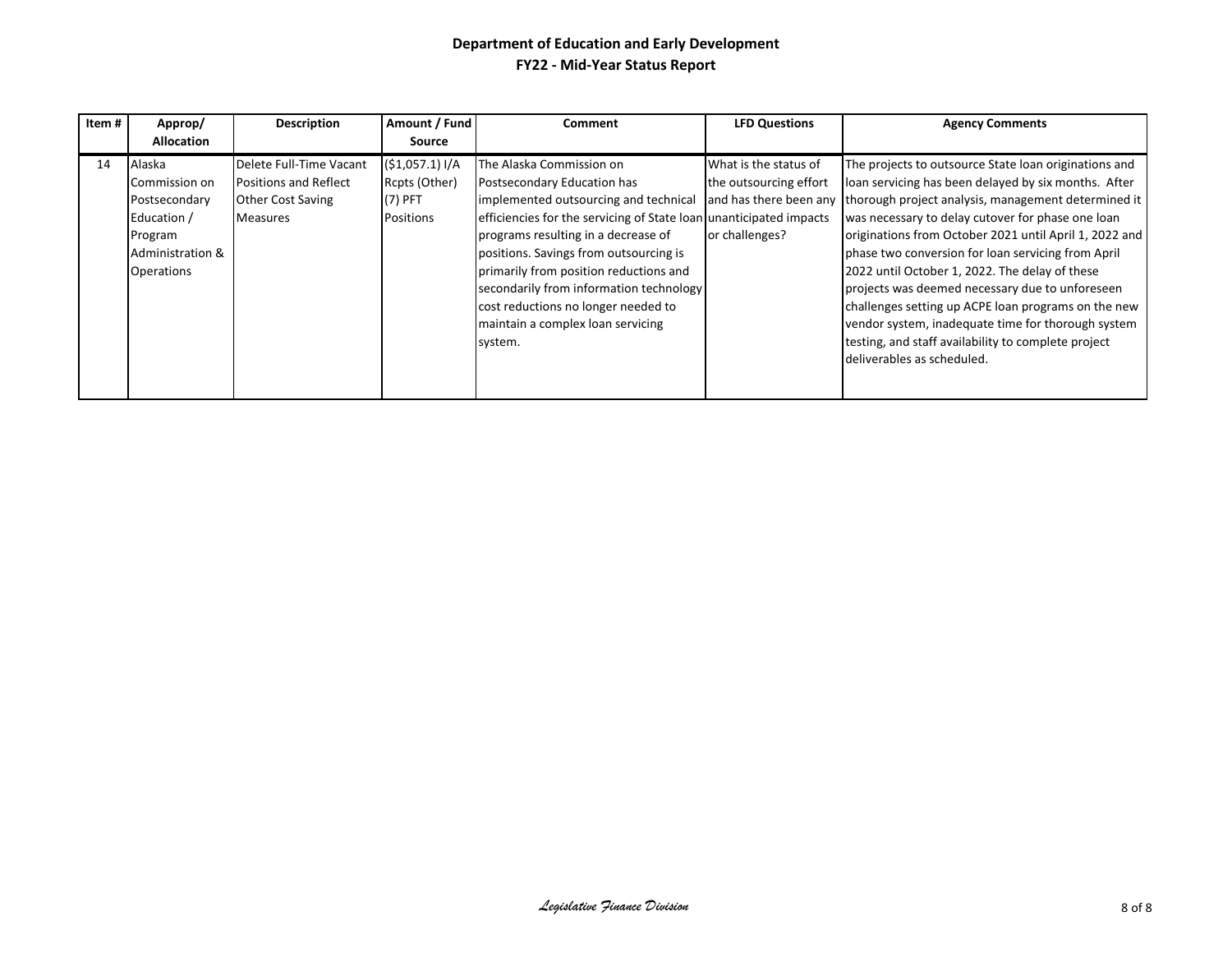# Department of Education and Early Development
## FY22 - Mid-Year Status Report

| Item # | Approp/ Allocation | Description | Amount / Fund Source | Comment | LFD Questions | Agency Comments |
|---|---|---|---|---|---|---|
| 14 | Alaska Commission on Postsecondary Education / Program Administration & Operations | Delete Full-Time Vacant Positions and Reflect Other Cost Saving Measures | ($1,057.1) I/A Rcpts (Other) (7) PFT Positions | The Alaska Commission on Postsecondary Education has implemented outsourcing and technical efficiencies for the servicing of State loan programs resulting in a decrease of positions. Savings from outsourcing is primarily from position reductions and secondarily from information technology cost reductions no longer needed to maintain a complex loan servicing system. | What is the status of the outsourcing effort and has there been any unanticipated impacts or challenges? | The projects to outsource State loan originations and loan servicing has been delayed by six months. After thorough project analysis, management determined it was necessary to delay cutover for phase one loan originations from October 2021 until April 1, 2022 and phase two conversion for loan servicing from April 2022 until October 1, 2022. The delay of these projects was deemed necessary due to unforeseen challenges setting up ACPE loan programs on the new vendor system, inadequate time for thorough system testing, and staff availability to complete project deliverables as scheduled. |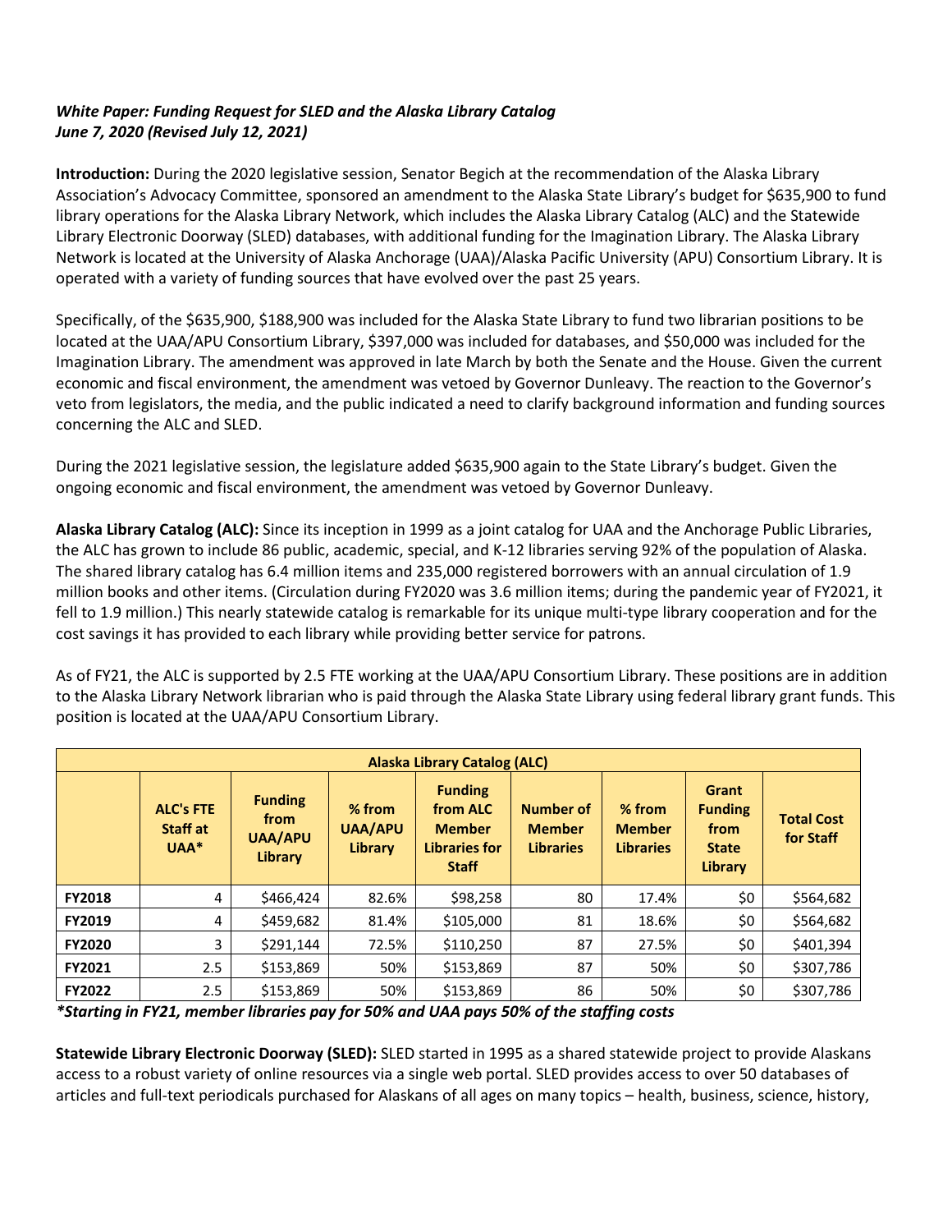***White Paper: Funding Request for SLED and the Alaska Library Catalog***
***June 7, 2020 (Revised July 12, 2021)***

**Introduction:** During the 2020 legislative session, Senator Begich at the recommendation of the Alaska Library Association's Advocacy Committee, sponsored an amendment to the Alaska State Library's budget for $635,900 to fund library operations for the Alaska Library Network, which includes the Alaska Library Catalog (ALC) and the Statewide Library Electronic Doorway (SLED) databases, with additional funding for the Imagination Library. The Alaska Library Network is located at the University of Alaska Anchorage (UAA)/Alaska Pacific University (APU) Consortium Library. It is operated with a variety of funding sources that have evolved over the past 25 years.

Specifically, of the $635,900, $188,900 was included for the Alaska State Library to fund two librarian positions to be located at the UAA/APU Consortium Library, $397,000 was included for databases, and $50,000 was included for the Imagination Library. The amendment was approved in late March by both the Senate and the House. Given the current economic and fiscal environment, the amendment was vetoed by Governor Dunleavy. The reaction to the Governor's veto from legislators, the media, and the public indicated a need to clarify background information and funding sources concerning the ALC and SLED.

During the 2021 legislative session, the legislature added $635,900 again to the State Library's budget. Given the ongoing economic and fiscal environment, the amendment was vetoed by Governor Dunleavy.

**Alaska Library Catalog (ALC):** Since its inception in 1999 as a joint catalog for UAA and the Anchorage Public Libraries, the ALC has grown to include 86 public, academic, special, and K-12 libraries serving 92% of the population of Alaska. The shared library catalog has 6.4 million items and 235,000 registered borrowers with an annual circulation of 1.9 million books and other items. (Circulation during FY2020 was 3.6 million items; during the pandemic year of FY2021, it fell to 1.9 million.) This nearly statewide catalog is remarkable for its unique multi-type library cooperation and for the cost savings it has provided to each library while providing better service for patrons.

As of FY21, the ALC is supported by 2.5 FTE working at the UAA/APU Consortium Library. These positions are in addition to the Alaska Library Network librarian who is paid through the Alaska State Library using federal library grant funds. This position is located at the UAA/APU Consortium Library.

| Alaska Library Catalog (ALC) | | | | | | | | |
|---|---|---|---|---|---|---|---|---|
| | **ALC's FTE Staff at UAA*** | **Funding from UAA/APU Library** | **% from UAA/APU Library** | **Funding from ALC Member Libraries for Staff** | **Number of Member Libraries** | **% from Member Libraries** | **Grant Funding from State Library** | **Total Cost for Staff** |
| **FY2018** | 4 | $466,424 | 82.6% | $98,258 | 80 | 17.4% | $0 | $564,682 |
| **FY2019** | 4 | $459,682 | 81.4% | $105,000 | 81 | 18.6% | $0 | $564,682 |
| **FY2020** | 3 | $291,144 | 72.5% | $110,250 | 87 | 27.5% | $0 | $401,394 |
| **FY2021** | 2.5 | $153,869 | 50% | $153,869 | 87 | 50% | $0 | $307,786 |
| **FY2022** | 2.5 | $153,869 | 50% | $153,869 | 86 | 50% | $0 | $307,786 |

***Starting in FY21, member libraries pay for 50% and UAA pays 50% of the staffing costs***

**Statewide Library Electronic Doorway (SLED):** SLED started in 1995 as a shared statewide project to provide Alaskans access to a robust variety of online resources via a single web portal. SLED provides access to over 50 databases of articles and full-text periodicals purchased for Alaskans of all ages on many topics – health, business, science, history,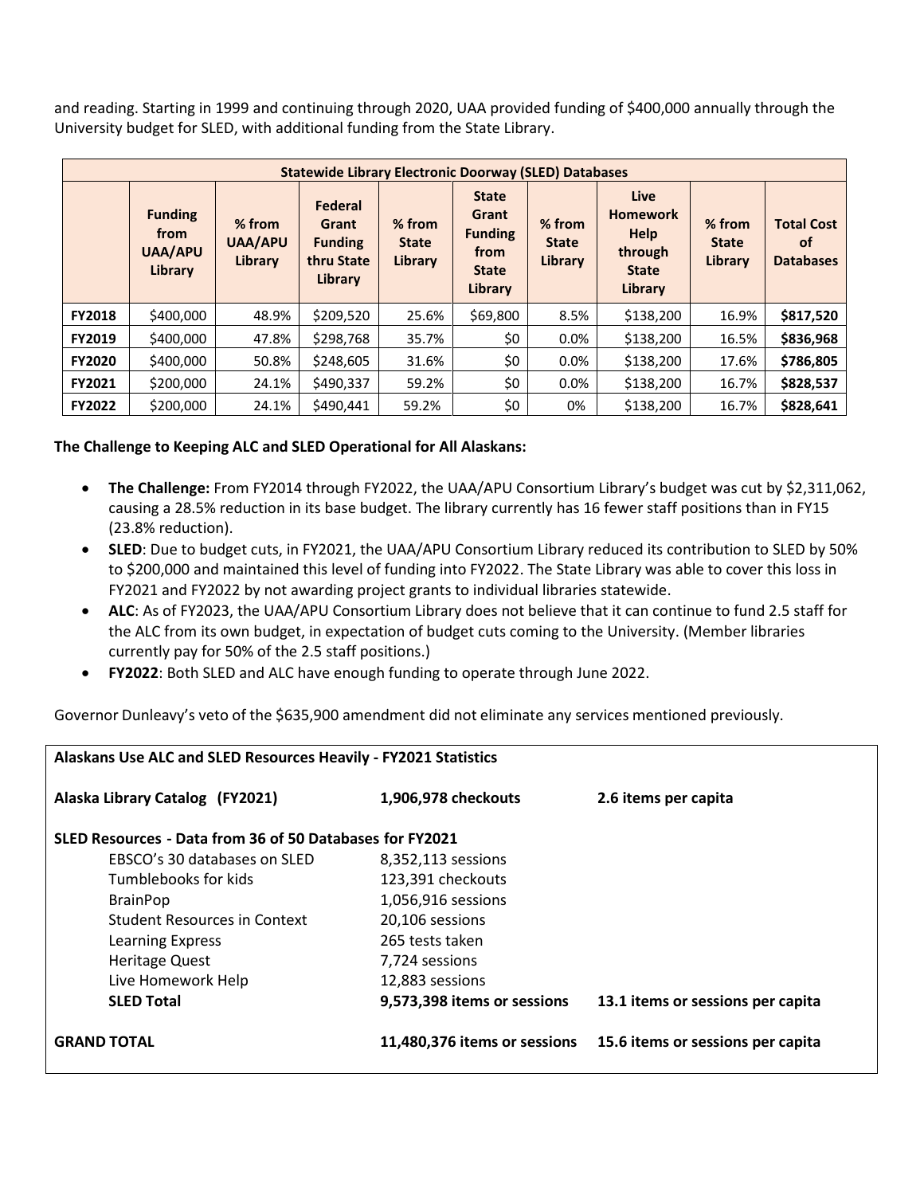and reading. Starting in 1999 and continuing through 2020, UAA provided funding of $400,000 annually through the University budget for SLED, with additional funding from the State Library.

| Statewide Library Electronic Doorway (SLED) Databases | | | | | | | | | |
|---|---|---|---|---|---|---|---|---|---|
| | **Funding from UAA/APU Library** | **% from UAA/APU Library** | **Federal Grant Funding thru State Library** | **% from State Library** | **State Grant Funding from State Library** | **% from State Library** | **Live Homework Help through State Library** | **% from State Library** | **Total Cost of Databases** |
| **FY2018** | $400,000 | 48.9% | $209,520 | 25.6% | $69,800 | 8.5% | $138,200 | 16.9% | **$817,520** |
| **FY2019** | $400,000 | 47.8% | $298,768 | 35.7% | $0 | 0.0% | $138,200 | 16.5% | **$836,968** |
| **FY2020** | $400,000 | 50.8% | $248,605 | 31.6% | $0 | 0.0% | $138,200 | 17.6% | **$786,805** |
| **FY2021** | $200,000 | 24.1% | $490,337 | 59.2% | $0 | 0.0% | $138,200 | 16.7% | **$828,537** |
| **FY2022** | $200,000 | 24.1% | $490,441 | 59.2% | $0 | 0% | $138,200 | 16.7% | **$828,641** |

**The Challenge to Keeping ALC and SLED Operational for All Alaskans:**

- **The Challenge:** From FY2014 through FY2022, the UAA/APU Consortium Library's budget was cut by $2,311,062, causing a 28.5% reduction in its base budget. The library currently has 16 fewer staff positions than in FY15 (23.8% reduction).
- **SLED**: Due to budget cuts, in FY2021, the UAA/APU Consortium Library reduced its contribution to SLED by 50% to $200,000 and maintained this level of funding into FY2022. The State Library was able to cover this loss in FY2021 and FY2022 by not awarding project grants to individual libraries statewide.
- **ALC**: As of FY2023, the UAA/APU Consortium Library does not believe that it can continue to fund 2.5 staff for the ALC from its own budget, in expectation of budget cuts coming to the University. (Member libraries currently pay for 50% of the 2.5 staff positions.)
- **FY2022**: Both SLED and ALC have enough funding to operate through June 2022.

Governor Dunleavy's veto of the $635,900 amendment did not eliminate any services mentioned previously.

| **Alaskans Use ALC and SLED Resources Heavily - FY2021 Statistics** | | |
|---|---|---|
| **Alaska Library Catalog (FY2021)** | **1,906,978 checkouts** | **2.6 items per capita** |
| **SLED Resources - Data from 36 of 50 Databases for FY2021** | | |
| EBSCO's 30 databases on SLED | 8,352,113 sessions | |
| Tumblebooks for kids | 123,391 checkouts | |
| BrainPop | 1,056,916 sessions | |
| Student Resources in Context | 20,106 sessions | |
| Learning Express | 265 tests taken | |
| Heritage Quest | 7,724 sessions | |
| Live Homework Help | 12,883 sessions | |
| **SLED Total** | **9,573,398 items or sessions** | **13.1 items or sessions per capita** |
| **GRAND TOTAL** | **11,480,376 items or sessions** | **15.6 items or sessions per capita** |